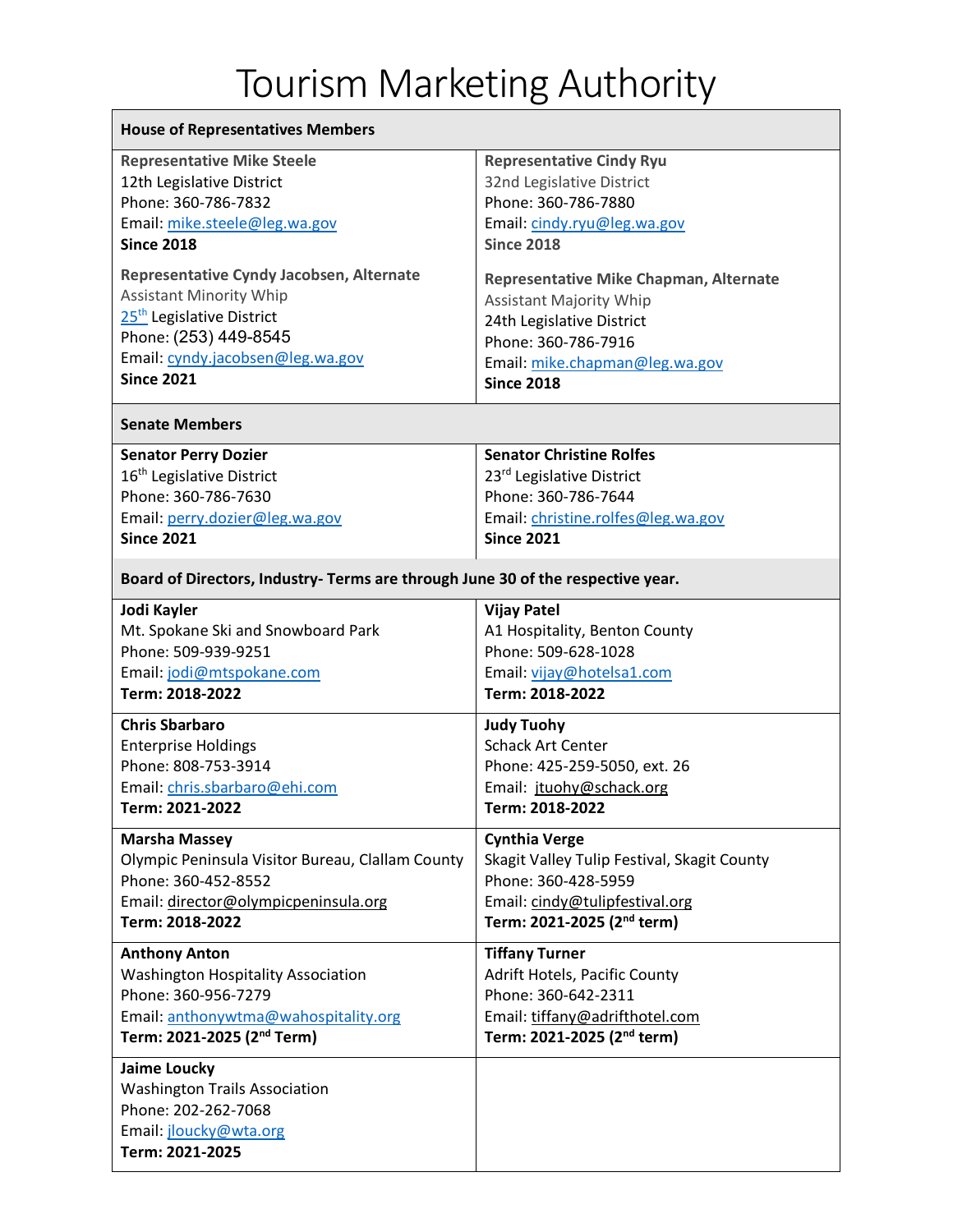# Tourism Marketing Authority

| House of Representatives Members | |
|---|---|
| **Representative Mike Steele**<br>12th Legislative District<br>Phone: 360-786-7832<br>Email: mike.steele@leg.wa.gov<br>**Since 2018**<br><br>**Representative Cyndy Jacobsen, Alternate**<br>Assistant Minority Whip<br>25th Legislative District<br>Phone: (253) 449-8545<br>Email: cyndy.jacobsen@leg.wa.gov<br>**Since 2021** | **Representative Cindy Ryu**<br>32nd Legislative District<br>Phone: 360-786-7880<br>Email: cindy.ryu@leg.wa.gov<br>**Since 2018**<br><br>**Representative Mike Chapman, Alternate**<br>Assistant Majority Whip<br>24th Legislative District<br>Phone: 360-786-7916<br>Email: mike.chapman@leg.wa.gov<br>**Since 2018** |
| **Senate Members** | |
| **Senator Perry Dozier**<br>16th Legislative District<br>Phone: 360-786-7630<br>Email: perry.dozier@leg.wa.gov<br>**Since 2021** | **Senator Christine Rolfes**<br>23rd Legislative District<br>Phone: 360-786-7644<br>Email: christine.rolfes@leg.wa.gov<br>**Since 2021** |
| **Board of Directors, Industry- Terms are through June 30 of the respective year.** | |
| **Jodi Kayler**<br>Mt. Spokane Ski and Snowboard Park<br>Phone: 509-939-9251<br>Email: jodi@mtspokane.com<br>**Term: 2018-2022** | **Vijay Patel**<br>A1 Hospitality, Benton County<br>Phone: 509-628-1028<br>Email: vijay@hotelsa1.com<br>**Term: 2018-2022** |
| **Chris Sbarbaro**<br>Enterprise Holdings<br>Phone: 808-753-3914<br>Email: chris.sbarbaro@ehi.com<br>**Term: 2021-2022** | **Judy Tuohy**<br>Schack Art Center<br>Phone: 425-259-5050, ext. 26<br>Email: jtuohy@schack.org<br>**Term: 2018-2022** |
| **Marsha Massey**<br>Olympic Peninsula Visitor Bureau, Clallam County<br>Phone: 360-452-8552<br>Email: director@olympicpeninsula.org<br>**Term: 2018-2022** | **Cynthia Verge**<br>Skagit Valley Tulip Festival, Skagit County<br>Phone: 360-428-5959<br>Email: cindy@tulipfestival.org<br>**Term: 2021-2025 (2nd term)** |
| **Anthony Anton**<br>Washington Hospitality Association<br>Phone: 360-956-7279<br>Email: anthonywtma@wahospitality.org<br>**Term: 2021-2025 (2nd Term)** | **Tiffany Turner**<br>Adrift Hotels, Pacific County<br>Phone: 360-642-2311<br>Email: tiffany@adrifthotel.com<br>**Term: 2021-2025 (2nd term)** |
| **Jaime Loucky**<br>Washington Trails Association<br>Phone: 202-262-7068<br>Email: jloucky@wta.org<br>**Term: 2021-2025** | |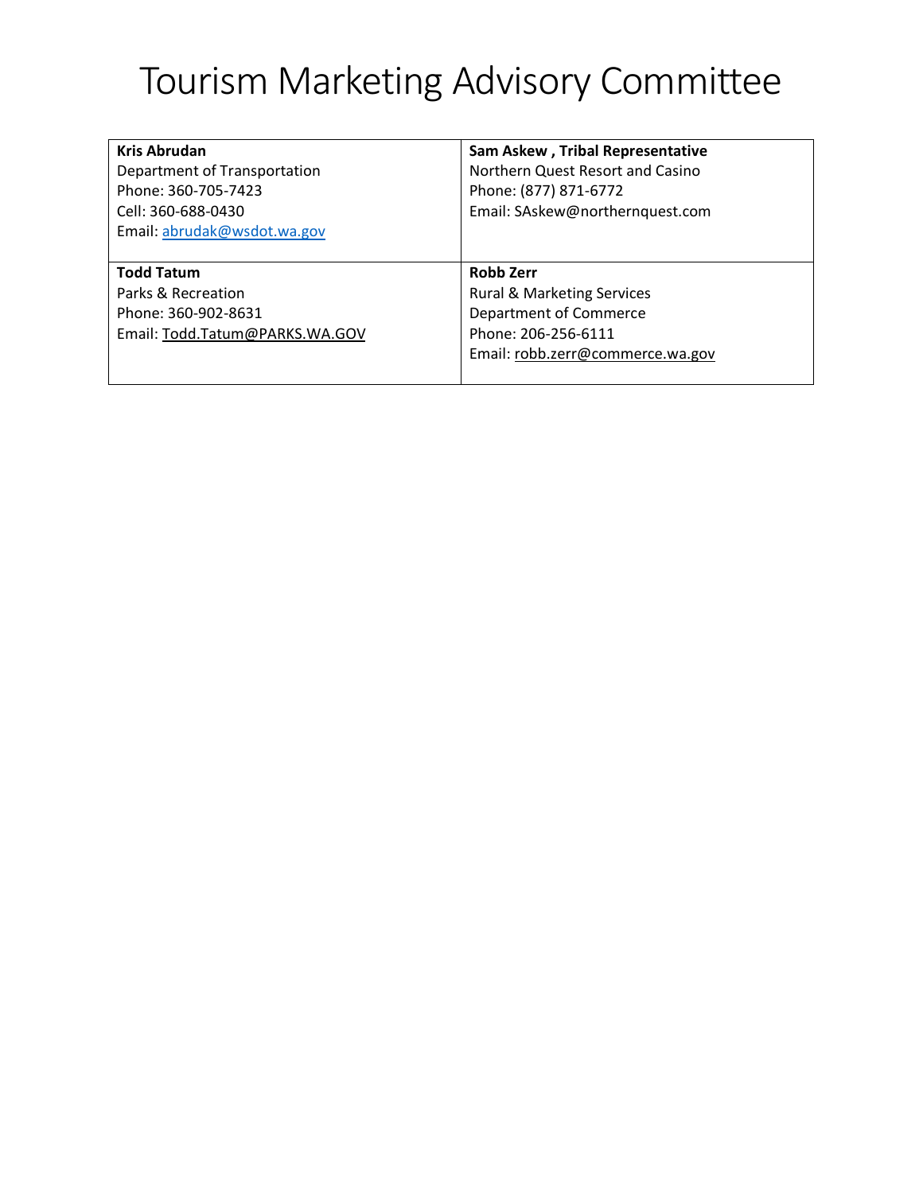# Tourism Marketing Advisory Committee

| | |
|---|---|
| **Kris Abrudan**<br>Department of Transportation<br>Phone: 360-705-7423<br>Cell: 360-688-0430<br>Email: abrudak@wsdot.wa.gov | **Sam Askew , Tribal Representative**<br>Northern Quest Resort and Casino<br>Phone: (877) 871-6772<br>Email: SAskew@northernquest.com |
| **Todd Tatum**<br>Parks & Recreation<br>Phone: 360-902-8631<br>Email: Todd.Tatum@PARKS.WA.GOV | **Robb Zerr**<br>Rural & Marketing Services<br>Department of Commerce<br>Phone: 206-256-6111<br>Email: robb.zerr@commerce.wa.gov |